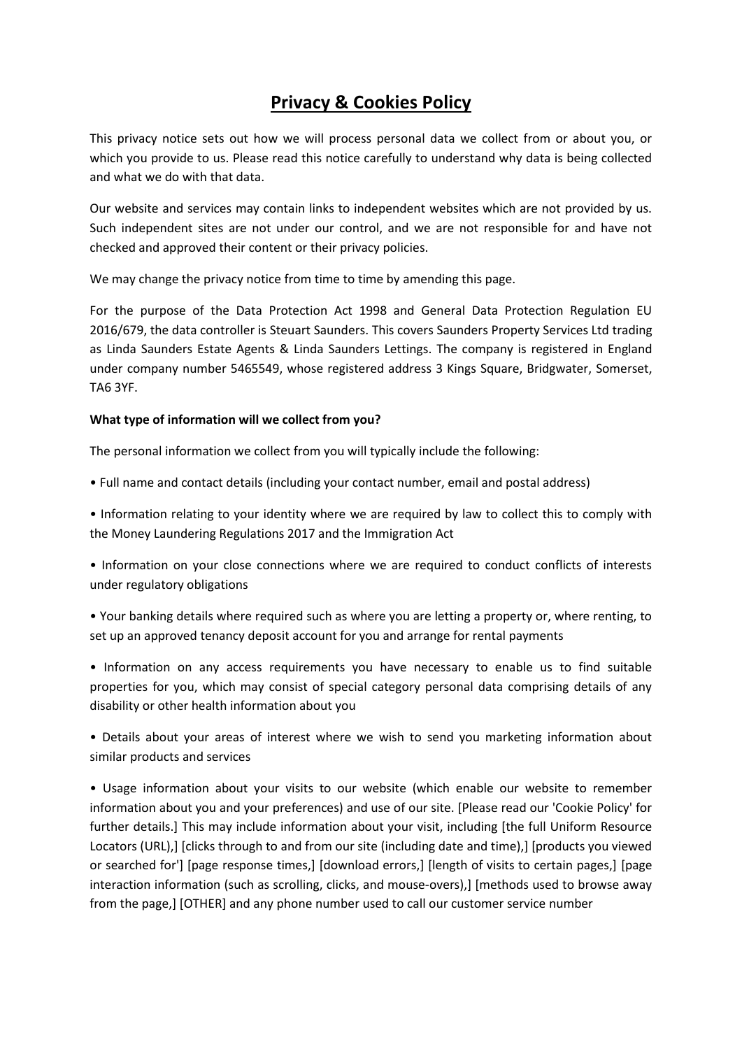# Privacy & Cookies Policy

This privacy notice sets out how we will process personal data we collect from or about you, or which you provide to us. Please read this notice carefully to understand why data is being collected and what we do with that data.

Our website and services may contain links to independent websites which are not provided by us. Such independent sites are not under our control, and we are not responsible for and have not checked and approved their content or their privacy policies.

We may change the privacy notice from time to time by amending this page.

For the purpose of the Data Protection Act 1998 and General Data Protection Regulation EU 2016/679, the data controller is Steuart Saunders. This covers Saunders Property Services Ltd trading as Linda Saunders Estate Agents & Linda Saunders Lettings. The company is registered in England under company number 5465549, whose registered address 3 Kings Square, Bridgwater, Somerset, TA6 3YF.

**What type of information will we collect from you?**

The personal information we collect from you will typically include the following:

• Full name and contact details (including your contact number, email and postal address)

• Information relating to your identity where we are required by law to collect this to comply with the Money Laundering Regulations 2017 and the Immigration Act

• Information on your close connections where we are required to conduct conflicts of interests under regulatory obligations

• Your banking details where required such as where you are letting a property or, where renting, to set up an approved tenancy deposit account for you and arrange for rental payments

• Information on any access requirements you have necessary to enable us to find suitable properties for you, which may consist of special category personal data comprising details of any disability or other health information about you

• Details about your areas of interest where we wish to send you marketing information about similar products and services

• Usage information about your visits to our website (which enable our website to remember information about you and your preferences) and use of our site. [Please read our 'Cookie Policy' for further details.] This may include information about your visit, including [the full Uniform Resource Locators (URL),] [clicks through to and from our site (including date and time),] [products you viewed or searched for'] [page response times,] [download errors,] [length of visits to certain pages,] [page interaction information (such as scrolling, clicks, and mouse-overs),] [methods used to browse away from the page,] [OTHER] and any phone number used to call our customer service number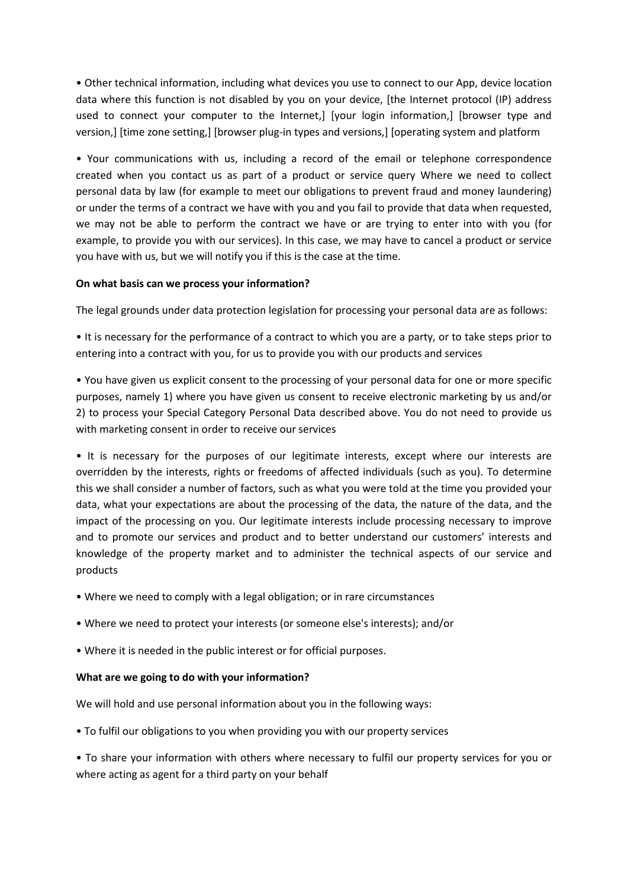- Other technical information, including what devices you use to connect to our App, device location data where this function is not disabled by you on your device, [the Internet protocol (IP) address used to connect your computer to the Internet,] [your login information,] [browser type and version,] [time zone setting,] [browser plug-in types and versions,] [operating system and platform

- Your communications with us, including a record of the email or telephone correspondence created when you contact us as part of a product or service query Where we need to collect personal data by law (for example to meet our obligations to prevent fraud and money laundering) or under the terms of a contract we have with you and you fail to provide that data when requested, we may not be able to perform the contract we have or are trying to enter into with you (for example, to provide you with our services). In this case, we may have to cancel a product or service you have with us, but we will notify you if this is the case at the time.

**On what basis can we process your information?**

The legal grounds under data protection legislation for processing your personal data are as follows:

- It is necessary for the performance of a contract to which you are a party, or to take steps prior to entering into a contract with you, for us to provide you with our products and services

- You have given us explicit consent to the processing of your personal data for one or more specific purposes, namely 1) where you have given us consent to receive electronic marketing by us and/or 2) to process your Special Category Personal Data described above. You do not need to provide us with marketing consent in order to receive our services

- It is necessary for the purposes of our legitimate interests, except where our interests are overridden by the interests, rights or freedoms of affected individuals (such as you). To determine this we shall consider a number of factors, such as what you were told at the time you provided your data, what your expectations are about the processing of the data, the nature of the data, and the impact of the processing on you. Our legitimate interests include processing necessary to improve and to promote our services and product and to better understand our customers' interests and knowledge of the property market and to administer the technical aspects of our service and products

- Where we need to comply with a legal obligation; or in rare circumstances

- Where we need to protect your interests (or someone else's interests); and/or

- Where it is needed in the public interest or for official purposes.

**What are we going to do with your information?**

We will hold and use personal information about you in the following ways:

- To fulfil our obligations to you when providing you with our property services

- To share your information with others where necessary to fulfil our property services for you or where acting as agent for a third party on your behalf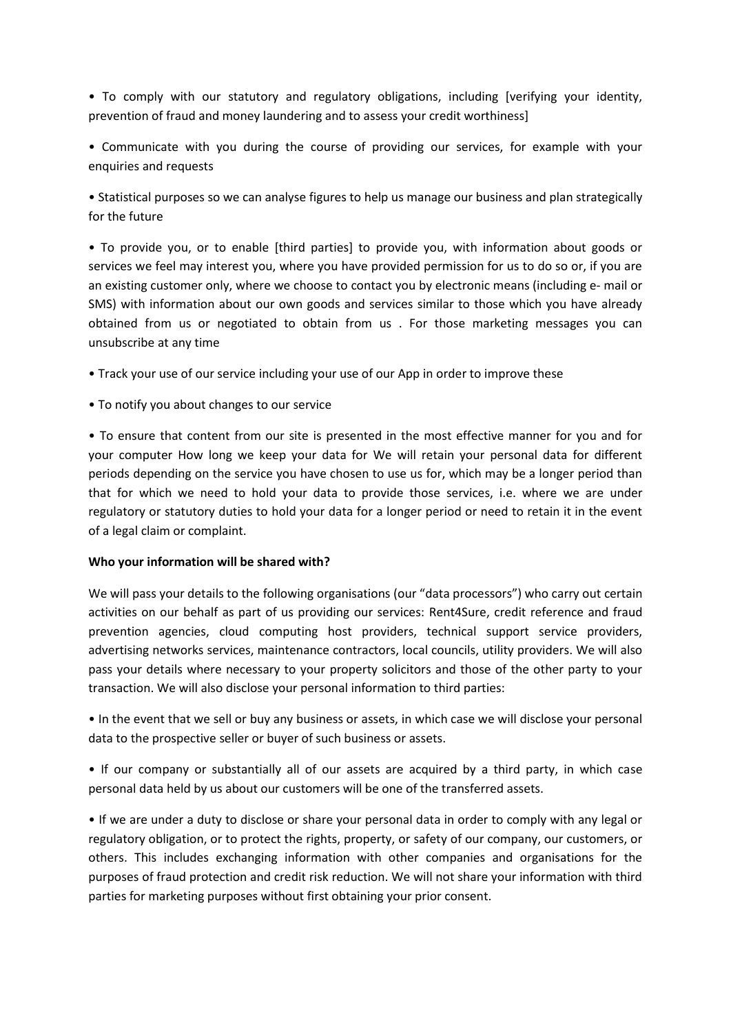- To comply with our statutory and regulatory obligations, including [verifying your identity, prevention of fraud and money laundering and to assess your credit worthiness]

- Communicate with you during the course of providing our services, for example with your enquiries and requests

- Statistical purposes so we can analyse figures to help us manage our business and plan strategically for the future

- To provide you, or to enable [third parties] to provide you, with information about goods or services we feel may interest you, where you have provided permission for us to do so or, if you are an existing customer only, where we choose to contact you by electronic means (including e- mail or SMS) with information about our own goods and services similar to those which you have already obtained from us or negotiated to obtain from us . For those marketing messages you can unsubscribe at any time

- Track your use of our service including your use of our App in order to improve these

- To notify you about changes to our service

- To ensure that content from our site is presented in the most effective manner for you and for your computer How long we keep your data for We will retain your personal data for different periods depending on the service you have chosen to use us for, which may be a longer period than that for which we need to hold your data to provide those services, i.e. where we are under regulatory or statutory duties to hold your data for a longer period or need to retain it in the event of a legal claim or complaint.

**Who your information will be shared with?**

We will pass your details to the following organisations (our "data processors") who carry out certain activities on our behalf as part of us providing our services: Rent4Sure, credit reference and fraud prevention agencies, cloud computing host providers, technical support service providers, advertising networks services, maintenance contractors, local councils, utility providers. We will also pass your details where necessary to your property solicitors and those of the other party to your transaction. We will also disclose your personal information to third parties:

- In the event that we sell or buy any business or assets, in which case we will disclose your personal data to the prospective seller or buyer of such business or assets.

- If our company or substantially all of our assets are acquired by a third party, in which case personal data held by us about our customers will be one of the transferred assets.

- If we are under a duty to disclose or share your personal data in order to comply with any legal or regulatory obligation, or to protect the rights, property, or safety of our company, our customers, or others. This includes exchanging information with other companies and organisations for the purposes of fraud protection and credit risk reduction. We will not share your information with third parties for marketing purposes without first obtaining your prior consent.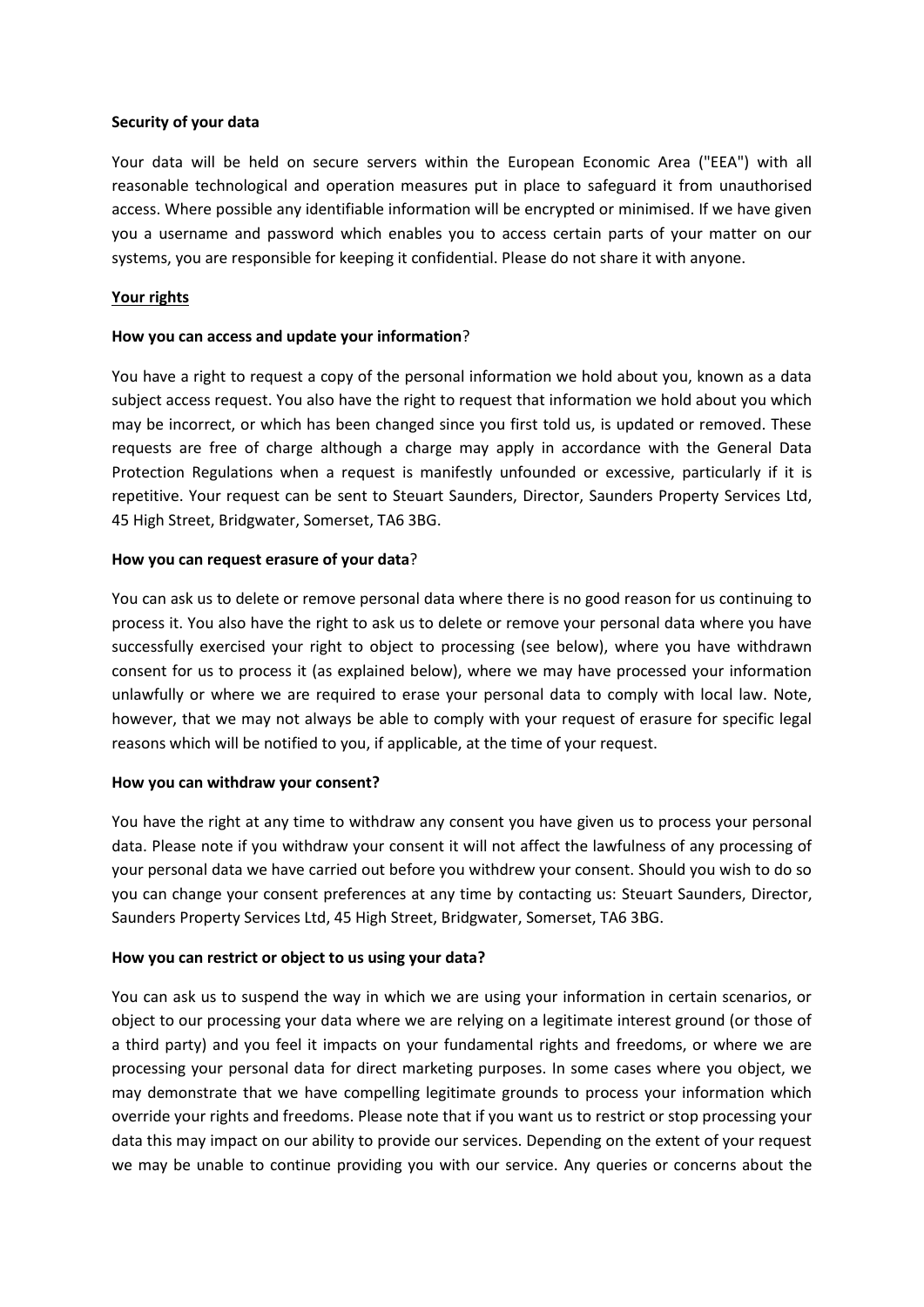**Security of your data**

Your data will be held on secure servers within the European Economic Area ("EEA") with all reasonable technological and operation measures put in place to safeguard it from unauthorised access. Where possible any identifiable information will be encrypted or minimised. If we have given you a username and password which enables you to access certain parts of your matter on our systems, you are responsible for keeping it confidential. Please do not share it with anyone.

**Your rights**

**How you can access and update your information**?

You have a right to request a copy of the personal information we hold about you, known as a data subject access request. You also have the right to request that information we hold about you which may be incorrect, or which has been changed since you first told us, is updated or removed. These requests are free of charge although a charge may apply in accordance with the General Data Protection Regulations when a request is manifestly unfounded or excessive, particularly if it is repetitive. Your request can be sent to Steuart Saunders, Director, Saunders Property Services Ltd, 45 High Street, Bridgwater, Somerset, TA6 3BG.

**How you can request erasure of your data**?

You can ask us to delete or remove personal data where there is no good reason for us continuing to process it. You also have the right to ask us to delete or remove your personal data where you have successfully exercised your right to object to processing (see below), where you have withdrawn consent for us to process it (as explained below), where we may have processed your information unlawfully or where we are required to erase your personal data to comply with local law. Note, however, that we may not always be able to comply with your request of erasure for specific legal reasons which will be notified to you, if applicable, at the time of your request.

**How you can withdraw your consent?**

You have the right at any time to withdraw any consent you have given us to process your personal data. Please note if you withdraw your consent it will not affect the lawfulness of any processing of your personal data we have carried out before you withdrew your consent. Should you wish to do so you can change your consent preferences at any time by contacting us: Steuart Saunders, Director, Saunders Property Services Ltd, 45 High Street, Bridgwater, Somerset, TA6 3BG.

**How you can restrict or object to us using your data?**

You can ask us to suspend the way in which we are using your information in certain scenarios, or object to our processing your data where we are relying on a legitimate interest ground (or those of a third party) and you feel it impacts on your fundamental rights and freedoms, or where we are processing your personal data for direct marketing purposes. In some cases where you object, we may demonstrate that we have compelling legitimate grounds to process your information which override your rights and freedoms. Please note that if you want us to restrict or stop processing your data this may impact on our ability to provide our services. Depending on the extent of your request we may be unable to continue providing you with our service. Any queries or concerns about the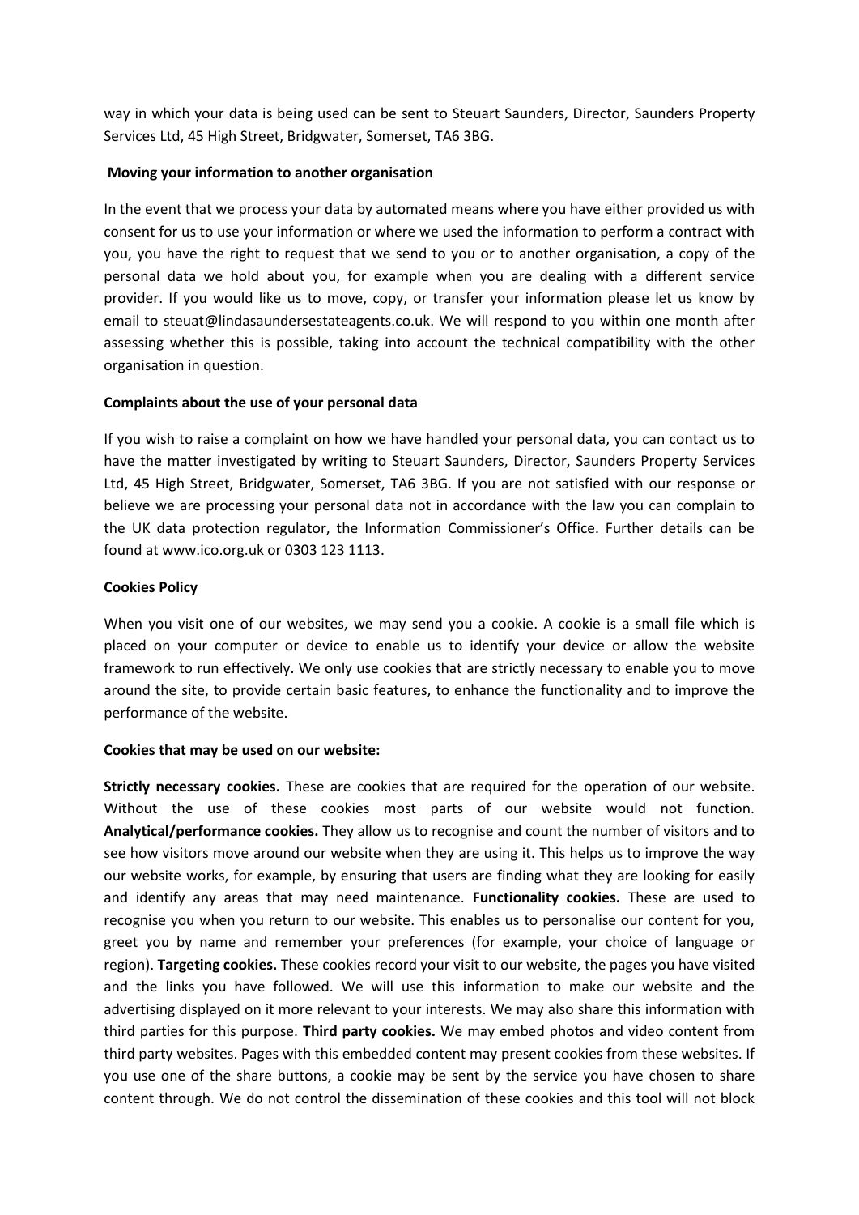way in which your data is being used can be sent to Steuart Saunders, Director, Saunders Property Services Ltd, 45 High Street, Bridgwater, Somerset, TA6 3BG.

**Moving your information to another organisation**

In the event that we process your data by automated means where you have either provided us with consent for us to use your information or where we used the information to perform a contract with you, you have the right to request that we send to you or to another organisation, a copy of the personal data we hold about you, for example when you are dealing with a different service provider. If you would like us to move, copy, or transfer your information please let us know by email to steuat@lindasaundersestateagents.co.uk. We will respond to you within one month after assessing whether this is possible, taking into account the technical compatibility with the other organisation in question.

**Complaints about the use of your personal data**

If you wish to raise a complaint on how we have handled your personal data, you can contact us to have the matter investigated by writing to Steuart Saunders, Director, Saunders Property Services Ltd, 45 High Street, Bridgwater, Somerset, TA6 3BG. If you are not satisfied with our response or believe we are processing your personal data not in accordance with the law you can complain to the UK data protection regulator, the Information Commissioner's Office. Further details can be found at www.ico.org.uk or 0303 123 1113.

**Cookies Policy**

When you visit one of our websites, we may send you a cookie. A cookie is a small file which is placed on your computer or device to enable us to identify your device or allow the website framework to run effectively. We only use cookies that are strictly necessary to enable you to move around the site, to provide certain basic features, to enhance the functionality and to improve the performance of the website.

**Cookies that may be used on our website:**

**Strictly necessary cookies.** These are cookies that are required for the operation of our website. Without the use of these cookies most parts of our website would not function. **Analytical/performance cookies.** They allow us to recognise and count the number of visitors and to see how visitors move around our website when they are using it. This helps us to improve the way our website works, for example, by ensuring that users are finding what they are looking for easily and identify any areas that may need maintenance. **Functionality cookies.** These are used to recognise you when you return to our website. This enables us to personalise our content for you, greet you by name and remember your preferences (for example, your choice of language or region). **Targeting cookies.** These cookies record your visit to our website, the pages you have visited and the links you have followed. We will use this information to make our website and the advertising displayed on it more relevant to your interests. We may also share this information with third parties for this purpose. **Third party cookies.** We may embed photos and video content from third party websites. Pages with this embedded content may present cookies from these websites. If you use one of the share buttons, a cookie may be sent by the service you have chosen to share content through. We do not control the dissemination of these cookies and this tool will not block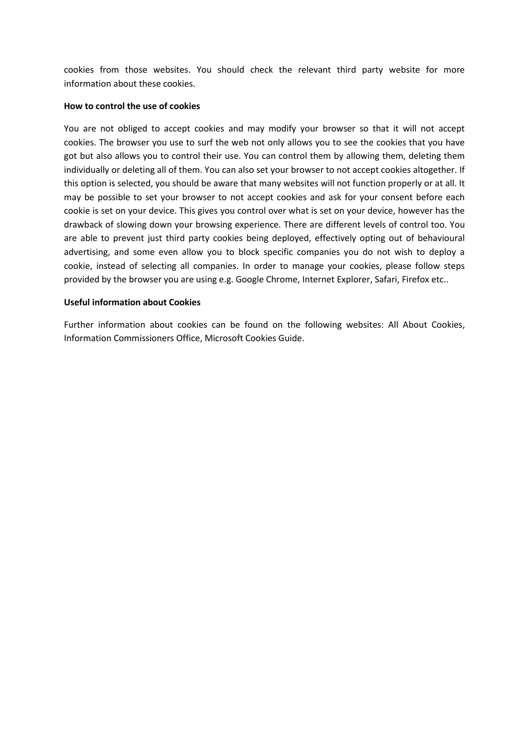cookies from those websites. You should check the relevant third party website for more information about these cookies.

**How to control the use of cookies**

You are not obliged to accept cookies and may modify your browser so that it will not accept cookies. The browser you use to surf the web not only allows you to see the cookies that you have got but also allows you to control their use. You can control them by allowing them, deleting them individually or deleting all of them. You can also set your browser to not accept cookies altogether. If this option is selected, you should be aware that many websites will not function properly or at all. It may be possible to set your browser to not accept cookies and ask for your consent before each cookie is set on your device. This gives you control over what is set on your device, however has the drawback of slowing down your browsing experience. There are different levels of control too. You are able to prevent just third party cookies being deployed, effectively opting out of behavioural advertising, and some even allow you to block specific companies you do not wish to deploy a cookie, instead of selecting all companies. In order to manage your cookies, please follow steps provided by the browser you are using e.g. Google Chrome, Internet Explorer, Safari, Firefox etc..

**Useful information about Cookies**

Further information about cookies can be found on the following websites: All About Cookies, Information Commissioners Office, Microsoft Cookies Guide.